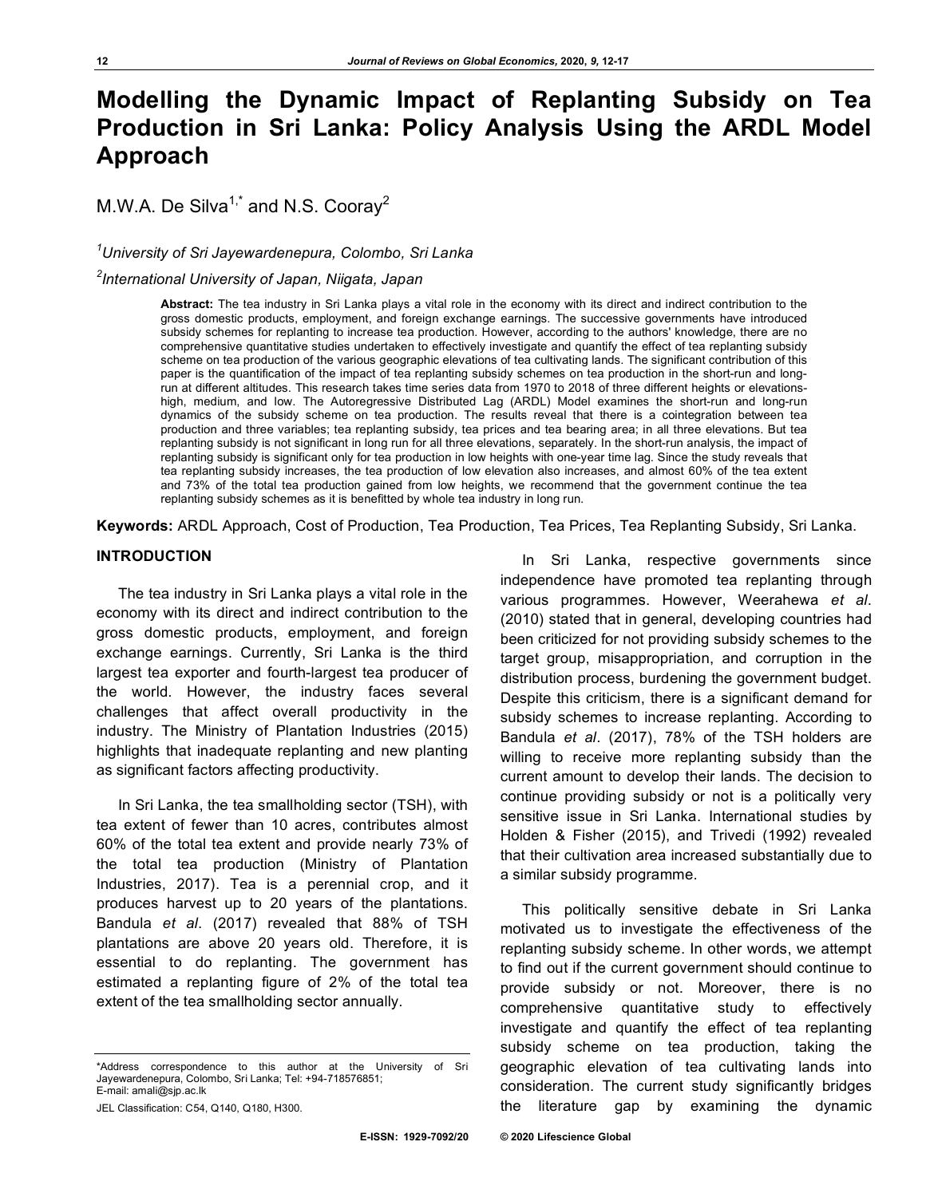# Modelling the Dynamic Impact of Replanting Subsidy on Tea Production in Sri Lanka: Policy Analysis Using the ARDL Model Approach

M.W.A. De Silva[1,*] and N.S. Cooray[2]

[1]*University of Sri Jayewardenepura, Colombo, Sri Lanka*

[2]*International University of Japan, Niigata, Japan*

**Abstract:** The tea industry in Sri Lanka plays a vital role in the economy with its direct and indirect contribution to the gross domestic products, employment, and foreign exchange earnings. The successive governments have introduced subsidy schemes for replanting to increase tea production. However, according to the authors' knowledge, there are no comprehensive quantitative studies undertaken to effectively investigate and quantify the effect of tea replanting subsidy scheme on tea production of the various geographic elevations of tea cultivating lands. The significant contribution of this paper is the quantification of the impact of tea replanting subsidy schemes on tea production in the short-run and long-run at different altitudes. This research takes time series data from 1970 to 2018 of three different heights or elevations-high, medium, and low. The Autoregressive Distributed Lag (ARDL) Model examines the short-run and long-run dynamics of the subsidy scheme on tea production. The results reveal that there is a cointegration between tea production and three variables; tea replanting subsidy, tea prices and tea bearing area; in all three elevations. But tea replanting subsidy is not significant in long run for all three elevations, separately. In the short-run analysis, the impact of replanting subsidy is significant only for tea production in low heights with one-year time lag. Since the study reveals that tea replanting subsidy increases, the tea production of low elevation also increases, and almost 60% of the tea extent and 73% of the total tea production gained from low heights, we recommend that the government continue the tea replanting subsidy schemes as it is benefitted by whole tea industry in long run.

**Keywords:** ARDL Approach, Cost of Production, Tea Production, Tea Prices, Tea Replanting Subsidy, Sri Lanka.

## INTRODUCTION

The tea industry in Sri Lanka plays a vital role in the economy with its direct and indirect contribution to the gross domestic products, employment, and foreign exchange earnings. Currently, Sri Lanka is the third largest tea exporter and fourth-largest tea producer of the world. However, the industry faces several challenges that affect overall productivity in the industry. The Ministry of Plantation Industries (2015) highlights that inadequate replanting and new planting as significant factors affecting productivity.

In Sri Lanka, the tea smallholding sector (TSH), with tea extent of fewer than 10 acres, contributes almost 60% of the total tea extent and provide nearly 73% of the total tea production (Ministry of Plantation Industries, 2017). Tea is a perennial crop, and it produces harvest up to 20 years of the plantations. Bandula *et al*. (2017) revealed that 88% of TSH plantations are above 20 years old. Therefore, it is essential to do replanting. The government has estimated a replanting figure of 2% of the total tea extent of the tea smallholding sector annually.

In Sri Lanka, respective governments since independence have promoted tea replanting through various programmes. However, Weerahewa *et al*. (2010) stated that in general, developing countries had been criticized for not providing subsidy schemes to the target group, misappropriation, and corruption in the distribution process, burdening the government budget. Despite this criticism, there is a significant demand for subsidy schemes to increase replanting. According to Bandula *et al*. (2017), 78% of the TSH holders are willing to receive more replanting subsidy than the current amount to develop their lands. The decision to continue providing subsidy or not is a politically very sensitive issue in Sri Lanka. International studies by Holden & Fisher (2015), and Trivedi (1992) revealed that their cultivation area increased substantially due to a similar subsidy programme.

This politically sensitive debate in Sri Lanka motivated us to investigate the effectiveness of the replanting subsidy scheme. In other words, we attempt to find out if the current government should continue to provide subsidy or not. Moreover, there is no comprehensive quantitative study to effectively investigate and quantify the effect of tea replanting subsidy scheme on tea production, taking the geographic elevation of tea cultivating lands into consideration. The current study significantly bridges the literature gap by examining the dynamic

---

*Address correspondence to this author at the University of Sri Jayewardenepura, Colombo, Sri Lanka; Tel: +94-718576851; E-mail: amali@sjp.ac.lk

JEL Classification: C54, Q140, Q180, H300.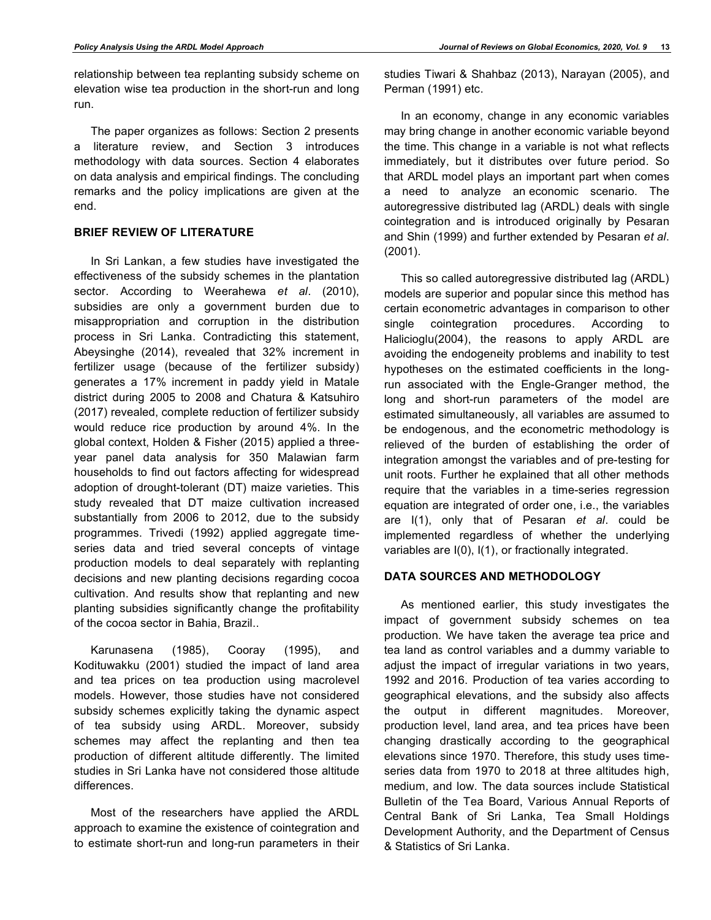relationship between tea replanting subsidy scheme on elevation wise tea production in the short-run and long run.

The paper organizes as follows: Section 2 presents a literature review, and Section 3 introduces methodology with data sources. Section 4 elaborates on data analysis and empirical findings. The concluding remarks and the policy implications are given at the end.

## BRIEF REVIEW OF LITERATURE

In Sri Lankan, a few studies have investigated the effectiveness of the subsidy schemes in the plantation sector. According to Weerahewa *et al*. (2010), subsidies are only a government burden due to misappropriation and corruption in the distribution process in Sri Lanka. Contradicting this statement, Abeysinghe (2014), revealed that 32% increment in fertilizer usage (because of the fertilizer subsidy) generates a 17% increment in paddy yield in Matale district during 2005 to 2008 and Chatura & Katsuhiro (2017) revealed, complete reduction of fertilizer subsidy would reduce rice production by around 4%. In the global context, Holden & Fisher (2015) applied a three-year panel data analysis for 350 Malawian farm households to find out factors affecting for widespread adoption of drought-tolerant (DT) maize varieties. This study revealed that DT maize cultivation increased substantially from 2006 to 2012, due to the subsidy programmes. Trivedi (1992) applied aggregate time-series data and tried several concepts of vintage production models to deal separately with replanting decisions and new planting decisions regarding cocoa cultivation. And results show that replanting and new planting subsidies significantly change the profitability of the cocoa sector in Bahia, Brazil..

Karunasena (1985), Cooray (1995), and Kodituwakku (2001) studied the impact of land area and tea prices on tea production using macrolevel models. However, those studies have not considered subsidy schemes explicitly taking the dynamic aspect of tea subsidy using ARDL. Moreover, subsidy schemes may affect the replanting and then tea production of different altitude differently. The limited studies in Sri Lanka have not considered those altitude differences.

Most of the researchers have applied the ARDL approach to examine the existence of cointegration and to estimate short-run and long-run parameters in their studies Tiwari & Shahbaz (2013), Narayan (2005), and Perman (1991) etc.

In an economy, change in any economic variables may bring change in another economic variable beyond the time. This change in a variable is not what reflects immediately, but it distributes over future period. So that ARDL model plays an important part when comes a need to analyze an economic scenario. The autoregressive distributed lag (ARDL) deals with single cointegration and is introduced originally by Pesaran and Shin (1999) and further extended by Pesaran *et al*. (2001).

This so called autoregressive distributed lag (ARDL) models are superior and popular since this method has certain econometric advantages in comparison to other single cointegration procedures. According to Halicioglu(2004), the reasons to apply ARDL are avoiding the endogeneity problems and inability to test hypotheses on the estimated coefficients in the long-run associated with the Engle-Granger method, the long and short-run parameters of the model are estimated simultaneously, all variables are assumed to be endogenous, and the econometric methodology is relieved of the burden of establishing the order of integration amongst the variables and of pre-testing for unit roots. Further he explained that all other methods require that the variables in a time-series regression equation are integrated of order one, i.e., the variables are I(1), only that of Pesaran *et al*. could be implemented regardless of whether the underlying variables are I(0), I(1), or fractionally integrated.

## DATA SOURCES AND METHODOLOGY

As mentioned earlier, this study investigates the impact of government subsidy schemes on tea production. We have taken the average tea price and tea land as control variables and a dummy variable to adjust the impact of irregular variations in two years, 1992 and 2016. Production of tea varies according to geographical elevations, and the subsidy also affects the output in different magnitudes. Moreover, production level, land area, and tea prices have been changing drastically according to the geographical elevations since 1970. Therefore, this study uses time-series data from 1970 to 2018 at three altitudes high, medium, and low. The data sources include Statistical Bulletin of the Tea Board, Various Annual Reports of Central Bank of Sri Lanka, Tea Small Holdings Development Authority, and the Department of Census & Statistics of Sri Lanka.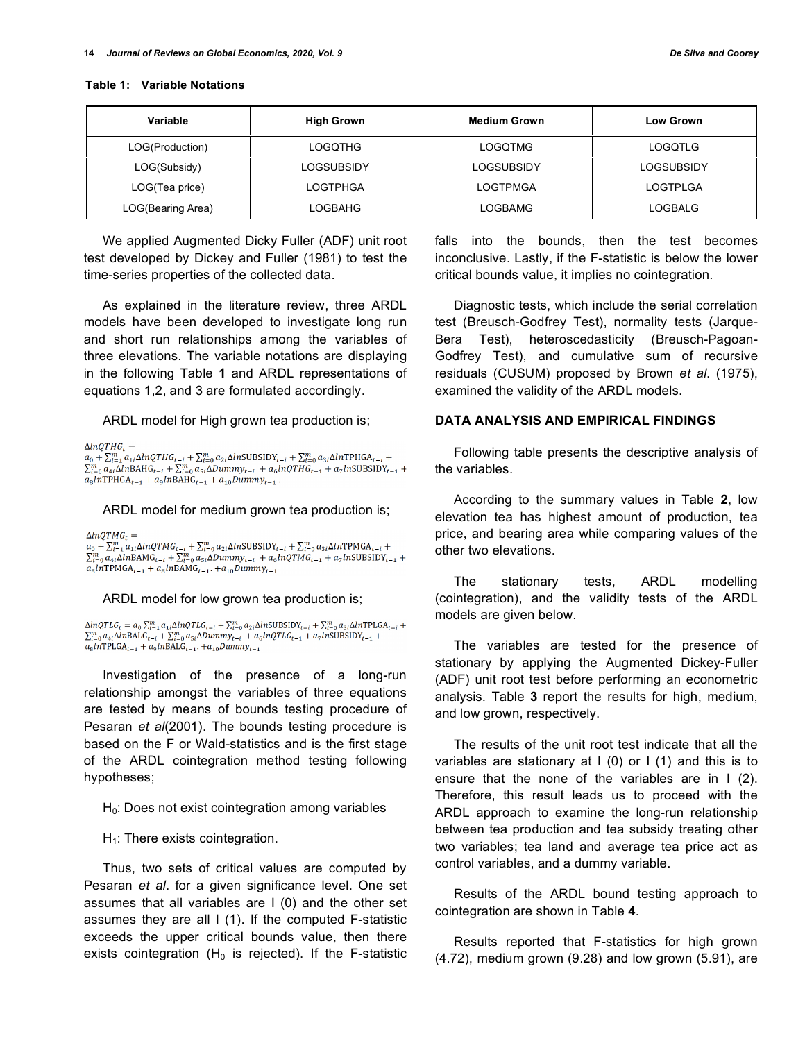**Table 1: Variable Notations**

| Variable | High Grown | Medium Grown | Low Grown |
|---|---|---|---|
| LOG(Production) | LOGQTHG | LOGQTMG | LOGQTLG |
| LOG(Subsidy) | LOGSUBSIDY | LOGSUBSIDY | LOGSUBSIDY |
| LOG(Tea price) | LOGTPHGA | LOGTPMGA | LOGTPLGA |
| LOG(Bearing Area) | LOGBAHG | LOGBAMG | LOGBALG |

We applied Augmented Dicky Fuller (ADF) unit root test developed by Dickey and Fuller (1981) to test the time-series properties of the collected data.

As explained in the literature review, three ARDL models have been developed to investigate long run and short run relationships among the variables of three elevations. The variable notations are displaying in the following Table **1** and ARDL representations of equations 1,2, and 3 are formulated accordingly.

ARDL model for High grown tea production is;

$$\Delta lnQTHG_t = a_0 + \sum_{i=1}^{m} a_{1i}\Delta lnQTHG_{t-i} + \sum_{i=0}^{m} a_{2i}\Delta ln\text{SUBSIDY}_{t-i} + \sum_{i=0}^{m} a_{3i}\Delta ln\text{TPHGA}_{t-i} + \sum_{i=0}^{m} a_{4i}\Delta ln\text{BAHG}_{t-i} + \sum_{i=0}^{m} a_{5i}\Delta Dummy_{t-i} + a_6 lnQTHG_{t-1} + a_7 ln\text{SUBSIDY}_{t-1} + a_8 ln\text{TPHGA}_{t-1} + a_9 ln\text{BAHG}_{t-1} + a_{10}Dummy_{t-1}\,.$$

ARDL model for medium grown tea production is;

$$\Delta lnQTMG_t = a_0 + \sum_{i=1}^{m} a_{1i}\Delta lnQTMG_{t-i} + \sum_{i=0}^{m} a_{2i}\Delta ln\text{SUBSIDY}_{t-i} + \sum_{i=0}^{m} a_{3i}\Delta ln\text{TPMGA}_{t-i} + \sum_{i=0}^{m} a_{4i}\Delta ln\text{BAMG}_{t-i} + \sum_{i=0}^{m} a_{5i}\Delta Dummy_{t-i} + a_6 lnQTMG_{t-1} + a_7 ln\text{SUBSIDY}_{t-1} + a_8 ln\text{TPMGA}_{t-1} + a_8 ln\text{BAMG}_{t-1}. + a_{10}Dummy_{t-1}$$

ARDL model for low grown tea production is;

$$\Delta lnQTLG_t = a_0 \sum_{i=1}^{m} a_{1i}\Delta lnQTLG_{t-i} + \sum_{i=0}^{m} a_{2i}\Delta ln\text{SUBSIDY}_{t-i} + \sum_{i=0}^{m} a_{3i}\Delta ln\text{TPLGA}_{t-i} + \sum_{i=0}^{m} a_{4i}\Delta ln\text{BALG}_{t-i} + \sum_{i=0}^{m} a_{5i}\Delta Dummy_{t-i} + a_6 lnQTLG_{t-1} + a_7 ln\text{SUBSIDY}_{t-1} + a_8 ln\text{TPLGA}_{t-1} + a_9 ln\text{BALG}_{t-1}. + a_{10}Dummy_{t-1}$$

Investigation of the presence of a long-run relationship amongst the variables of three equations are tested by means of bounds testing procedure of Pesaran *et al*(2001). The bounds testing procedure is based on the F or Wald-statistics and is the first stage of the ARDL cointegration method testing following hypotheses;

$H_0$: Does not exist cointegration among variables

$H_1$: There exists cointegration.

Thus, two sets of critical values are computed by Pesaran *et al*. for a given significance level. One set assumes that all variables are I (0) and the other set assumes they are all I (1). If the computed F-statistic exceeds the upper critical bounds value, then there exists cointegration ($H_0$ is rejected). If the F-statistic falls into the bounds, then the test becomes inconclusive. Lastly, if the F-statistic is below the lower critical bounds value, it implies no cointegration.

Diagnostic tests, which include the serial correlation test (Breusch-Godfrey Test), normality tests (Jarque-Bera Test), heteroscedasticity (Breusch-Pagoan-Godfrey Test), and cumulative sum of recursive residuals (CUSUM) proposed by Brown *et al*. (1975), examined the validity of the ARDL models.

## DATA ANALYSIS AND EMPIRICAL FINDINGS

Following table presents the descriptive analysis of the variables.

According to the summary values in Table **2**, low elevation tea has highest amount of production, tea price, and bearing area while comparing values of the other two elevations.

The stationary tests, ARDL modelling (cointegration), and the validity tests of the ARDL models are given below.

The variables are tested for the presence of stationary by applying the Augmented Dickey-Fuller (ADF) unit root test before performing an econometric analysis. Table **3** report the results for high, medium, and low grown, respectively.

The results of the unit root test indicate that all the variables are stationary at I (0) or I (1) and this is to ensure that the none of the variables are in I (2). Therefore, this result leads us to proceed with the ARDL approach to examine the long-run relationship between tea production and tea subsidy treating other two variables; tea land and average tea price act as control variables, and a dummy variable.

Results of the ARDL bound testing approach to cointegration are shown in Table **4**.

Results reported that F-statistics for high grown (4.72), medium grown (9.28) and low grown (5.91), are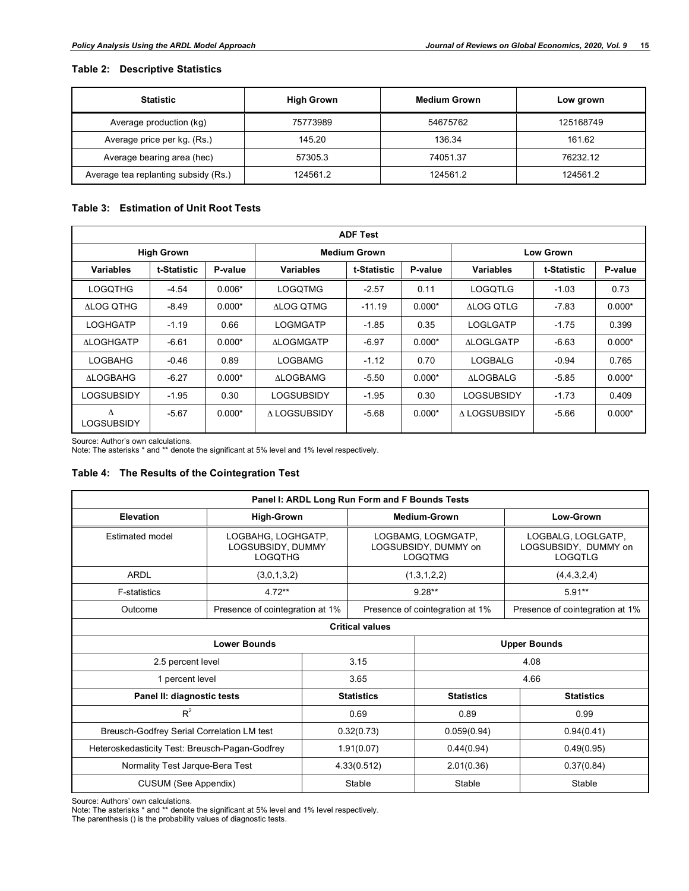**Table 2: Descriptive Statistics**

| Statistic | High Grown | Medium Grown | Low grown |
|---|---|---|---|
| Average production (kg) | 75773989 | 54675762 | 125168749 |
| Average price per kg. (Rs.) | 145.20 | 136.34 | 161.62 |
| Average bearing area (hec) | 57305.3 | 74051.37 | 76232.12 |
| Average tea replanting subsidy (Rs.) | 124561.2 | 124561.2 | 124561.2 |

**Table 3: Estimation of Unit Root Tests**

| ADF Test | | | | | | | | |
|---|---|---|---|---|---|---|---|---|
| High Grown | | | Medium Grown | | | Low Grown | | |
| Variables | t-Statistic | P-value | Variables | t-Statistic | P-value | Variables | t-Statistic | P-value |
| LOGQTHG | -4.54 | 0.006* | LOGQTMG | -2.57 | 0.11 | LOGQTLG | -1.03 | 0.73 |
| ΔLOG QTHG | -8.49 | 0.000* | ΔLOG QTMG | -11.19 | 0.000* | ΔLOG QTLG | -7.83 | 0.000* |
| LOGHGATP | -1.19 | 0.66 | LOGMGATP | -1.85 | 0.35 | LOGLGATP | -1.75 | 0.399 |
| ΔLOGHGATP | -6.61 | 0.000* | ΔLOGMGATP | -6.97 | 0.000* | ΔLOGLGATP | -6.63 | 0.000* |
| LOGBAHG | -0.46 | 0.89 | LOGBAMG | -1.12 | 0.70 | LOGBALG | -0.94 | 0.765 |
| ΔLOGBAHG | -6.27 | 0.000* | ΔLOGBAMG | -5.50 | 0.000* | ΔLOGBALG | -5.85 | 0.000* |
| LOGSUBSIDY | -1.95 | 0.30 | LOGSUBSIDY | -1.95 | 0.30 | LOGSUBSIDY | -1.73 | 0.409 |
| Δ LOGSUBSIDY | -5.67 | 0.000* | Δ LOGSUBSIDY | -5.68 | 0.000* | Δ LOGSUBSIDY | -5.66 | 0.000* |

Source: Author's own calculations.
Note: The asterisks * and ** denote the significant at 5% level and 1% level respectively.

**Table 4: The Results of the Cointegration Test**

| Panel I: ARDL Long Run Form and F Bounds Tests | | | |
|---|---|---|---|
| Elevation | High-Grown | Medium-Grown | Low-Grown |
| Estimated model | LOGBAHG, LOGHGATP, LOGSUBSIDY, DUMMY LOGQTHG | LOGBAMG, LOGMGATP, LOGSUBSIDY, DUMMY on LOGQTMG | LOGBALG, LOGLGATP, LOGSUBSIDY, DUMMY on LOGQTLG |
| ARDL | (3,0,1,3,2) | (1,3,1,2,2) | (4,4,3,2,4) |
| F-statistics | 4.72** | 9.28** | 5.91** |
| Outcome | Presence of cointegration at 1% | Presence of cointegration at 1% | Presence of cointegration at 1% |
| **Critical values** | | | |
| | Lower Bounds | Upper Bounds | |
| 2.5 percent level | 3.15 | 4.08 | |
| 1 percent level | 3.65 | 4.66 | |
| **Panel II: diagnostic tests** | **Statistics** | **Statistics** | **Statistics** |
| $R^2$ | 0.69 | 0.89 | 0.99 |
| Breusch-Godfrey Serial Correlation LM test | 0.32(0.73) | 0.059(0.94) | 0.94(0.41) |
| Heteroskedasticity Test: Breusch-Pagan-Godfrey | 1.91(0.07) | 0.44(0.94) | 0.49(0.95) |
| Normality Test Jarque-Bera Test | 4.33(0.512) | 2.01(0.36) | 0.37(0.84) |
| CUSUM (See Appendix) | Stable | Stable | Stable |

Source: Authors' own calculations.
Note: The asterisks * and ** denote the significant at 5% level and 1% level respectively.
The parenthesis () is the probability values of diagnostic tests.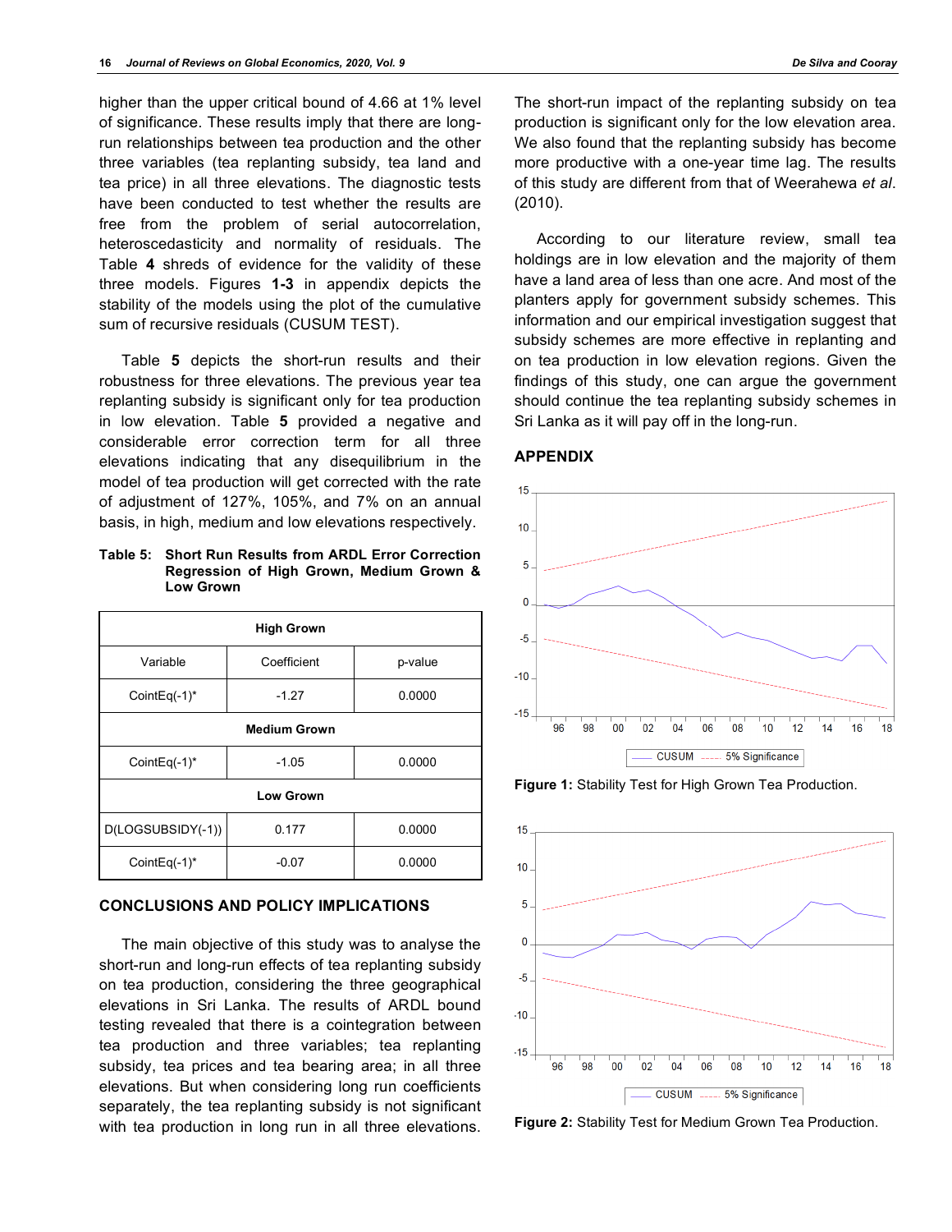higher than the upper critical bound of 4.66 at 1% level of significance. These results imply that there are long-run relationships between tea production and the other three variables (tea replanting subsidy, tea land and tea price) in all three elevations. The diagnostic tests have been conducted to test whether the results are free from the problem of serial autocorrelation, heteroscedasticity and normality of residuals. The Table **4** shreds of evidence for the validity of these three models. Figures **1-3** in appendix depicts the stability of the models using the plot of the cumulative sum of recursive residuals (CUSUM TEST).

Table **5** depicts the short-run results and their robustness for three elevations. The previous year tea replanting subsidy is significant only for tea production in low elevation. Table **5** provided a negative and considerable error correction term for all three elevations indicating that any disequilibrium in the model of tea production will get corrected with the rate of adjustment of 127%, 105%, and 7% on an annual basis, in high, medium and low elevations respectively.

**Table 5: Short Run Results from ARDL Error Correction Regression of High Grown, Medium Grown & Low Grown**

| High Grown | | |
|---|---|---|
| Variable | Coefficient | p-value |
| CointEq(-1)* | -1.27 | 0.0000 |
| **Medium Grown** | | |
| CointEq(-1)* | -1.05 | 0.0000 |
| **Low Grown** | | |
| D(LOGSUBSIDY(-1)) | 0.177 | 0.0000 |
| CointEq(-1)* | -0.07 | 0.0000 |

## CONCLUSIONS AND POLICY IMPLICATIONS

The main objective of this study was to analyse the short-run and long-run effects of tea replanting subsidy on tea production, considering the three geographical elevations in Sri Lanka. The results of ARDL bound testing revealed that there is a cointegration between tea production and three variables; tea replanting subsidy, tea prices and tea bearing area; in all three elevations. But when considering long run coefficients separately, the tea replanting subsidy is not significant with tea production in long run in all three elevations. The short-run impact of the replanting subsidy on tea production is significant only for the low elevation area. We also found that the replanting subsidy has become more productive with a one-year time lag. The results of this study are different from that of Weerahewa *et al*. (2010).

According to our literature review, small tea holdings are in low elevation and the majority of them have a land area of less than one acre. And most of the planters apply for government subsidy schemes. This information and our empirical investigation suggest that subsidy schemes are more effective in replanting and on tea production in low elevation regions. Given the findings of this study, one can argue the government should continue the tea replanting subsidy schemes in Sri Lanka as it will pay off in the long-run.

## APPENDIX

**Figure 1:** Stability Test for High Grown Tea Production.

**Figure 2:** Stability Test for Medium Grown Tea Production.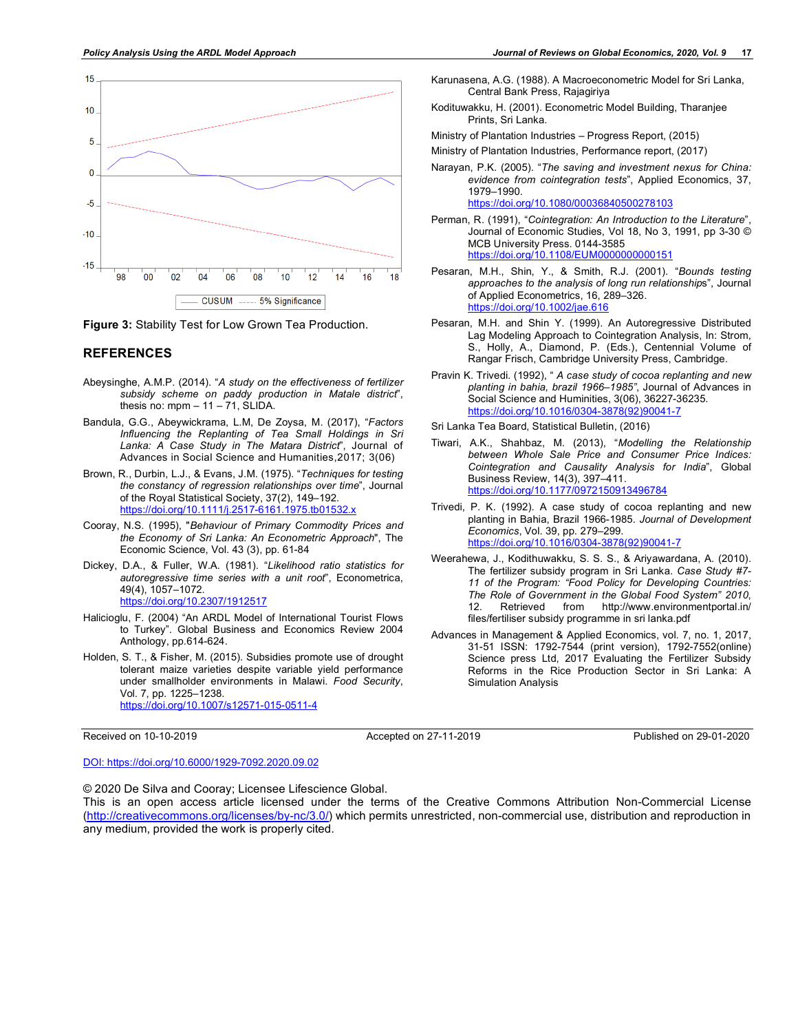15

10

5

0

-5

-10

-15

98 00 02 04 06 08 10 12 14 16 18

CUSUM ----- 5% Significance

**Figure 3:** Stability Test for Low Grown Tea Production.

## REFERENCES

Abeysinghe, A.M.P. (2014). "*A study on the effectiveness of fertilizer subsidy scheme on paddy production in Matale district*", thesis no: mpm – 11 – 71, SLIDA.

Bandula, G.G., Abeywickrama, L.M, De Zoysa, M. (2017), "*Factors Influencing the Replanting of Tea Small Holdings in Sri Lanka: A Case Study in The Matara District*", Journal of Advances in Social Science and Humanities,2017; 3(06)

Brown, R., Durbin, L.J., & Evans, J.M. (1975). "*Techniques for testing the constancy of regression relationships over time*", Journal of the Royal Statistical Society, 37(2), 149–192. https://doi.org/10.1111/j.2517-6161.1975.tb01532.x

Cooray, N.S. (1995), "*Behaviour of Primary Commodity Prices and the Economy of Sri Lanka: An Econometric Approach*", The Economic Science, Vol. 43 (3), pp. 61-84

Dickey, D.A., & Fuller, W.A. (1981). "*Likelihood ratio statistics for autoregressive time series with a unit root*", Econometrica, 49(4), 1057–1072. https://doi.org/10.2307/1912517

Halicioglu, F. (2004) "An ARDL Model of International Tourist Flows to Turkey". Global Business and Economics Review 2004 Anthology, pp.614-624.

Holden, S. T., & Fisher, M. (2015). Subsidies promote use of drought tolerant maize varieties despite variable yield performance under smallholder environments in Malawi. *Food Security*, Vol. 7, pp. 1225–1238. https://doi.org/10.1007/s12571-015-0511-4

Karunasena, A.G. (1988). A Macroeconometric Model for Sri Lanka, Central Bank Press, Rajagiriya

Kodituwakku, H. (2001). Econometric Model Building, Tharanjee Prints, Sri Lanka.

Ministry of Plantation Industries – Progress Report, (2015)

Ministry of Plantation Industries, Performance report, (2017)

Narayan, P.K. (2005). "*The saving and investment nexus for China: evidence from cointegration tests*", Applied Economics, 37, 1979–1990. https://doi.org/10.1080/00036840500278103

Perman, R. (1991), "*Cointegration: An Introduction to the Literature*", Journal of Economic Studies, Vol 18, No 3, 1991, pp 3-30 © MCB University Press. 0144-3585 https://doi.org/10.1108/EUM0000000000151

Pesaran, M.H., Shin, Y., & Smith, R.J. (2001). "*Bounds testing approaches to the analysis of long run relationships*", Journal of Applied Econometrics, 16, 289–326. https://doi.org/10.1002/jae.616

Pesaran, M.H. and Shin Y. (1999). An Autoregressive Distributed Lag Modeling Approach to Cointegration Analysis, In: Strom, S., Holly, A., Diamond, P. (Eds.), Centennial Volume of Rangar Frisch, Cambridge University Press, Cambridge.

Pravin K. Trivedi. (1992), " *A case study of cocoa replanting and new planting in bahia, brazil 1966–1985*", Journal of Advances in Social Science and Huminities, 3(06), 36227-36235. https://doi.org/10.1016/0304-3878(92)90041-7

Sri Lanka Tea Board, Statistical Bulletin, (2016)

Tiwari, A.K., Shahbaz, M. (2013), "*Modelling the Relationship between Whole Sale Price and Consumer Price Indices: Cointegration and Causality Analysis for India*", Global Business Review, 14(3), 397–411. https://doi.org/10.1177/0972150913496784

Trivedi, P. K. (1992). A case study of cocoa replanting and new planting in Bahia, Brazil 1966-1985. *Journal of Development Economics*, Vol. 39, pp. 279–299. https://doi.org/10.1016/0304-3878(92)90041-7

Weerahewa, J., Kodithuwakku, S. S. S., & Ariyawardana, A. (2010). The fertilizer subsidy program in Sri Lanka. *Case Study #7-11 of the Program: "Food Policy for Developing Countries: The Role of Government in the Global Food System" 2010*, 12. Retrieved from http://www.environmentportal.in/files/fertiliser subsidy programme in sri lanka.pdf

Advances in Management & Applied Economics, vol. 7, no. 1, 2017, 31-51 ISSN: 1792-7544 (print version), 1792-7552(online) Science press Ltd, 2017 Evaluating the Fertilizer Subsidy Reforms in the Rice Production Sector in Sri Lanka: A Simulation Analysis

Received on 10-10-2019 Accepted on 27-11-2019 Published on 29-01-2020

DOI: https://doi.org/10.6000/1929-7092.2020.09.02

© 2020 De Silva and Cooray; Licensee Lifescience Global.
This is an open access article licensed under the terms of the Creative Commons Attribution Non-Commercial License (http://creativecommons.org/licenses/by-nc/3.0/) which permits unrestricted, non-commercial use, distribution and reproduction in any medium, provided the work is properly cited.